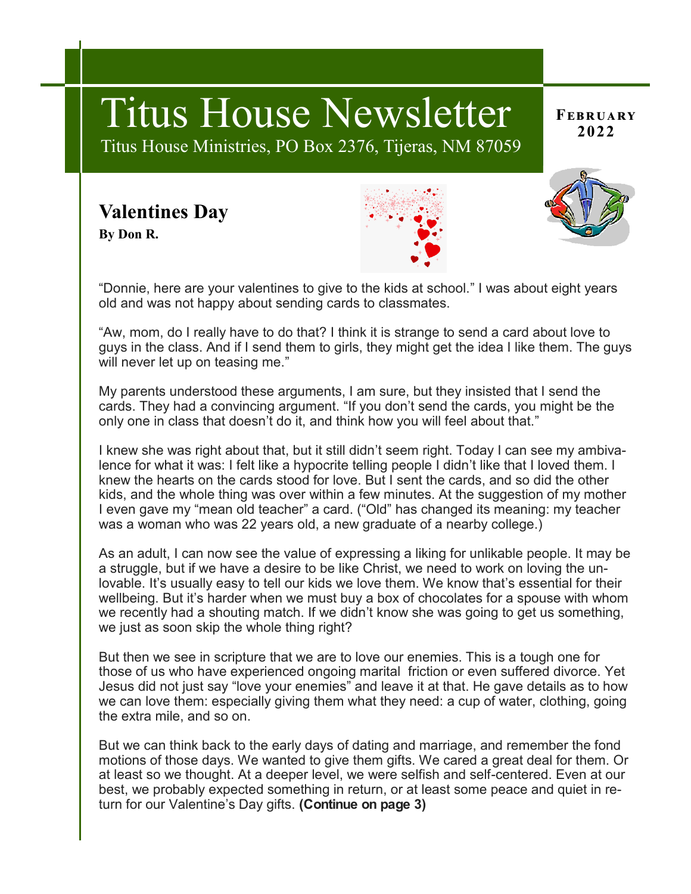# Titus House Newsletter

Titus House Ministries, PO Box 2376, Tijeras, NM 87059

**February 2022**

## Valentines Day

**By Don R.**

"Donnie, here are your valentines to give to the kids at school." I was about eight years old and was not happy about sending cards to classmates.

"Aw, mom, do I really have to do that? I think it is strange to send a card about love to guys in the class. And if I send them to girls, they might get the idea I like them. The guys will never let up on teasing me."

My parents understood these arguments, I am sure, but they insisted that I send the cards. They had a convincing argument. "If you don't send the cards, you might be the only one in class that doesn't do it, and think how you will feel about that."

I knew she was right about that, but it still didn't seem right. Today I can see my ambivalence for what it was: I felt like a hypocrite telling people I didn't like that I loved them. I knew the hearts on the cards stood for love. But I sent the cards, and so did the other kids, and the whole thing was over within a few minutes. At the suggestion of my mother I even gave my "mean old teacher" a card. ("Old" has changed its meaning: my teacher was a woman who was 22 years old, a new graduate of a nearby college.)

As an adult, I can now see the value of expressing a liking for unlikable people. It may be a struggle, but if we have a desire to be like Christ, we need to work on loving the unlovable. It's usually easy to tell our kids we love them. We know that's essential for their wellbeing. But it's harder when we must buy a box of chocolates for a spouse with whom we recently had a shouting match. If we didn't know she was going to get us something, we just as soon skip the whole thing right?

But then we see in scripture that we are to love our enemies. This is a tough one for those of us who have experienced ongoing marital friction or even suffered divorce. Yet Jesus did not just say "love your enemies" and leave it at that. He gave details as to how we can love them: especially giving them what they need: a cup of water, clothing, going the extra mile, and so on.

But we can think back to the early days of dating and marriage, and remember the fond motions of those days. We wanted to give them gifts. We cared a great deal for them. Or at least so we thought. At a deeper level, we were selfish and self-centered. Even at our best, we probably expected something in return, or at least some peace and quiet in return for our Valentine's Day gifts. **(Continue on page 3)**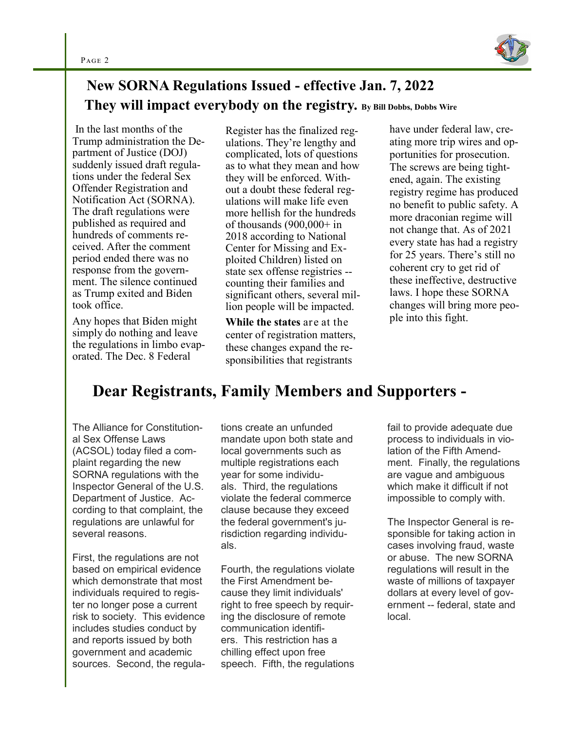## New SORNA Regulations Issued - effective Jan. 7, 2022

## They will impact everybody on the registry. By Bill Dobbs, Dobbs Wire

In the last months of the Trump administration the Department of Justice (DOJ) suddenly issued draft regulations under the federal Sex Offender Registration and Notification Act (SORNA). The draft regulations were published as required and hundreds of comments received. After the comment period ended there was no response from the government. The silence continued as Trump exited and Biden took office.

Any hopes that Biden might simply do nothing and leave the regulations in limbo evaporated. The Dec. 8 Federal Register has the finalized regulations. They're lengthy and complicated, lots of questions as to what they mean and how they will be enforced. Without a doubt these federal regulations will make life even more hellish for the hundreds of thousands (900,000+ in 2018 according to National Center for Missing and Exploited Children) listed on state sex offense registries -- counting their families and significant others, several million people will be impacted.

**While the states** are at the center of registration matters, these changes expand the responsibilities that registrants have under federal law, creating more trip wires and opportunities for prosecution. The screws are being tightened, again. The existing registry regime has produced no benefit to public safety. A more draconian regime will not change that. As of 2021 every state has had a registry for 25 years. There's still no coherent cry to get rid of these ineffective, destructive laws. I hope these SORNA changes will bring more people into this fight.

## Dear Registrants, Family Members and Supporters -

The Alliance for Constitutional Sex Offense Laws (ACSOL) today filed a complaint regarding the new SORNA regulations with the Inspector General of the U.S. Department of Justice. According to that complaint, the regulations are unlawful for several reasons.

First, the regulations are not based on empirical evidence which demonstrate that most individuals required to register no longer pose a current risk to society. This evidence includes studies conduct by and reports issued by both government and academic sources. Second, the regulations create an unfunded mandate upon both state and local governments such as multiple registrations each year for some individuals. Third, the regulations violate the federal commerce clause because they exceed the federal government's jurisdiction regarding individuals.

Fourth, the regulations violate the First Amendment because they limit individuals' right to free speech by requiring the disclosure of remote communication identifiers. This restriction has a chilling effect upon free speech. Fifth, the regulations fail to provide adequate due process to individuals in violation of the Fifth Amendment. Finally, the regulations are vague and ambiguous which make it difficult if not impossible to comply with.

The Inspector General is responsible for taking action in cases involving fraud, waste or abuse. The new SORNA regulations will result in the waste of millions of taxpayer dollars at every level of government -- federal, state and local.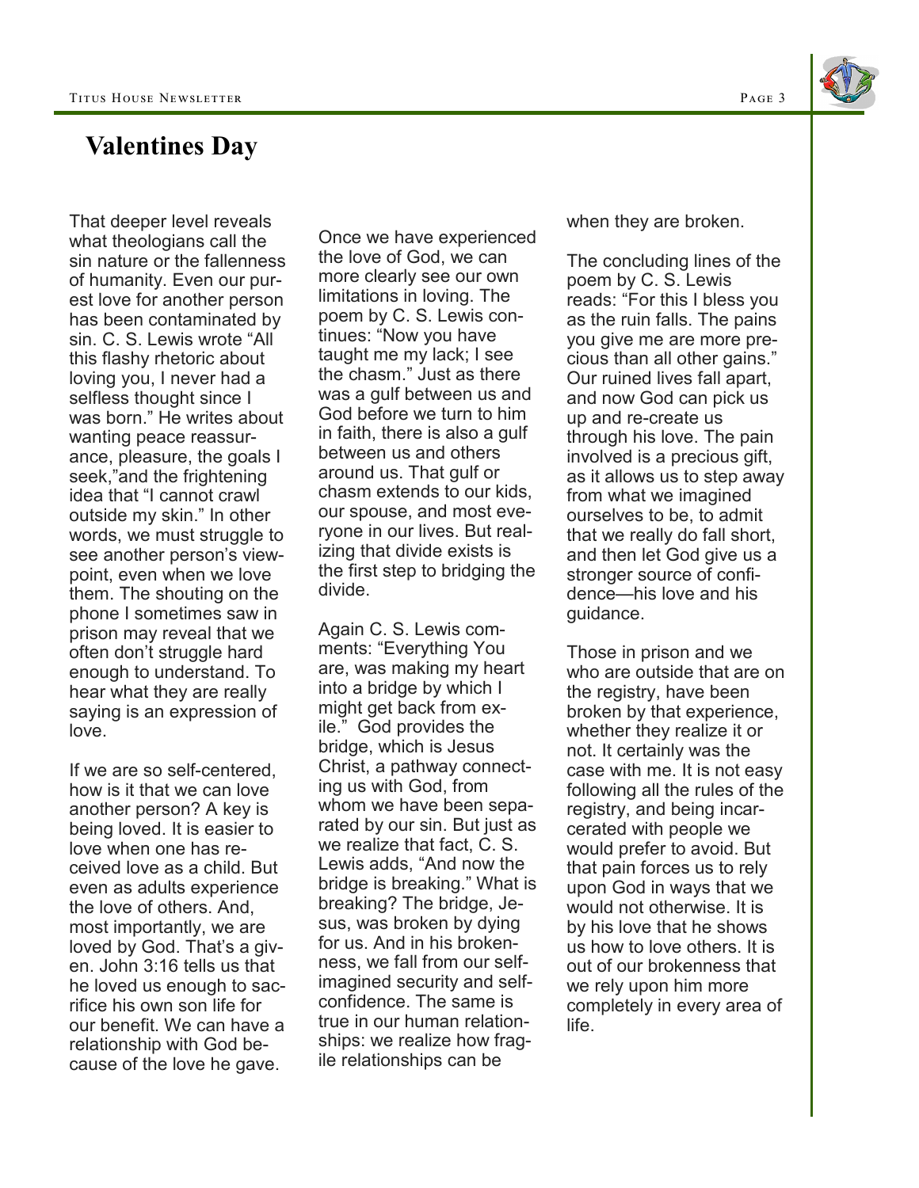# Valentines Day

That deeper level reveals what theologians call the sin nature or the fallenness of humanity. Even our purest love for another person has been contaminated by sin. C. S. Lewis wrote “All this flashy rhetoric about loving you, I never had a selfless thought since I was born.” He writes about wanting peace reassurance, pleasure, the goals I seek,”and the frightening idea that “I cannot crawl outside my skin.” In other words, we must struggle to see another person’s viewpoint, even when we love them. The shouting on the phone I sometimes saw in prison may reveal that we often don’t struggle hard enough to understand. To hear what they are really saying is an expression of love.

If we are so self-centered, how is it that we can love another person? A key is being loved. It is easier to love when one has received love as a child. But even as adults experience the love of others. And, most importantly, we are loved by God. That’s a given. John 3:16 tells us that he loved us enough to sacrifice his own son life for our benefit. We can have a relationship with God because of the love he gave.

Once we have experienced the love of God, we can more clearly see our own limitations in loving. The poem by C. S. Lewis continues: “Now you have taught me my lack; I see the chasm.” Just as there was a gulf between us and God before we turn to him in faith, there is also a gulf between us and others around us. That gulf or chasm extends to our kids, our spouse, and most everyone in our lives. But realizing that divide exists is the first step to bridging the divide.

Again C. S. Lewis comments: “Everything You are, was making my heart into a bridge by which I might get back from exile.” God provides the bridge, which is Jesus Christ, a pathway connecting us with God, from whom we have been separated by our sin. But just as we realize that fact, C. S. Lewis adds, “And now the bridge is breaking.” What is breaking? The bridge, Jesus, was broken by dying for us. And in his brokenness, we fall from our self-imagined security and self-confidence. The same is true in our human relationships: we realize how fragile relationships can be when they are broken.

The concluding lines of the poem by C. S. Lewis reads: “For this I bless you as the ruin falls. The pains you give me are more precious than all other gains.” Our ruined lives fall apart, and now God can pick us up and re-create us through his love. The pain involved is a precious gift, as it allows us to step away from what we imagined ourselves to be, to admit that we really do fall short, and then let God give us a stronger source of confidence—his love and his guidance.

Those in prison and we who are outside that are on the registry, have been broken by that experience, whether they realize it or not. It certainly was the case with me. It is not easy following all the rules of the registry, and being incarcerated with people we would prefer to avoid. But that pain forces us to rely upon God in ways that we would not otherwise. It is by his love that he shows us how to love others. It is out of our brokenness that we rely upon him more completely in every area of life.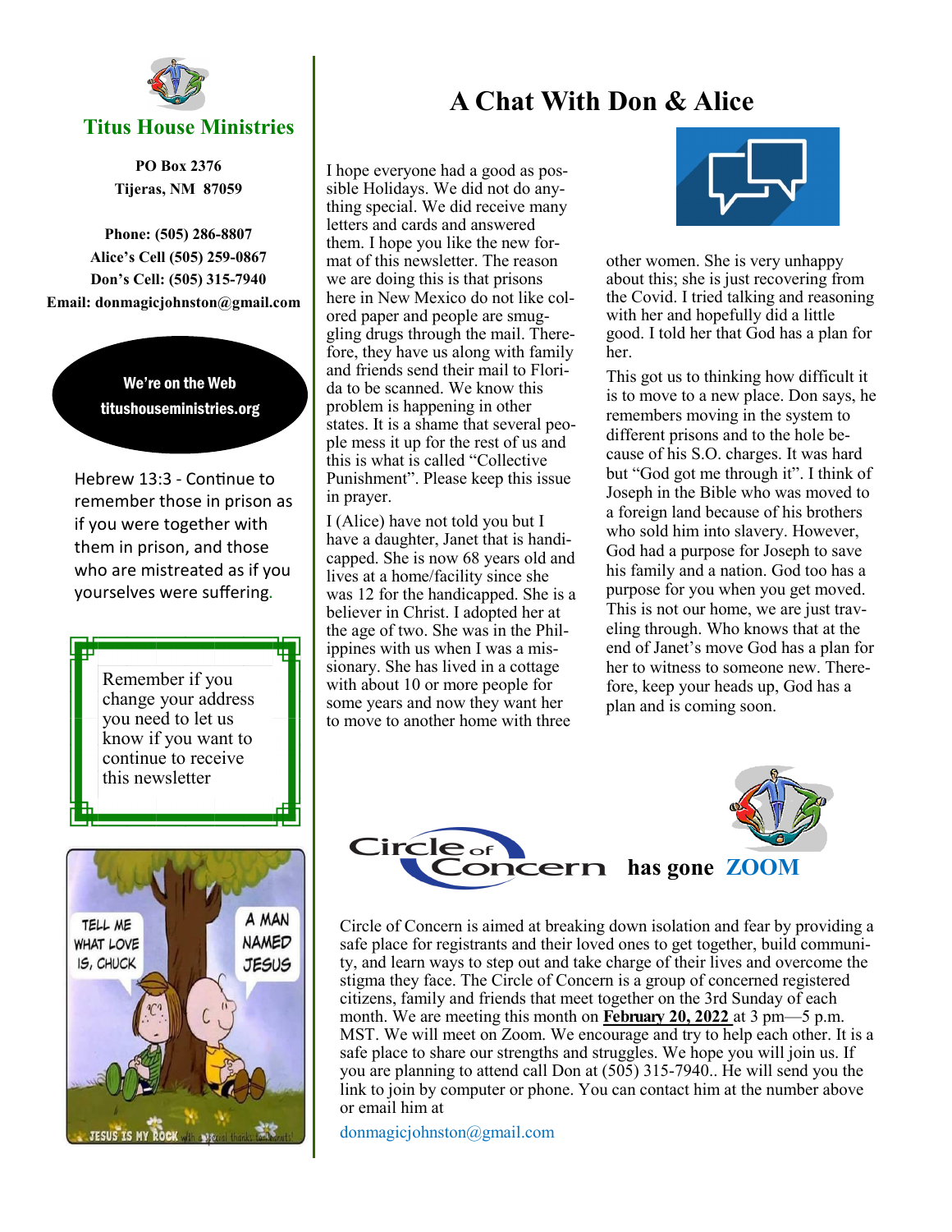## Titus House Ministries

**PO Box 2376**
**Tijeras, NM 87059**

**Phone: (505) 286-8807**
**Alice's Cell (505) 259-0867**
**Don's Cell: (505) 315-7940**
**Email: donmagicjohnston@gmail.com**

**We're on the Web**
**titushouseministries.org**

Hebrew 13:3 - Continue to remember those in prison as if you were together with them in prison, and those who are mistreated as if you yourselves were suffering.

Remember if you change your address you need to let us know if you want to continue to receive this newsletter

# A Chat With Don & Alice

I hope everyone had a good as possible Holidays. We did not do anything special. We did receive many letters and cards and answered them. I hope you like the new format of this newsletter. The reason we are doing this is that prisons here in New Mexico do not like colored paper and people are smuggling drugs through the mail. Therefore, they have us along with family and friends send their mail to Florida to be scanned. We know this problem is happening in other states. It is a shame that several people mess it up for the rest of us and this is what is called "Collective Punishment". Please keep this issue in prayer.

I (Alice) have not told you but I have a daughter, Janet that is handicapped. She is now 68 years old and lives at a home/facility since she was 12 for the handicapped. She is a believer in Christ. I adopted her at the age of two. She was in the Philippines with us when I was a missionary. She has lived in a cottage with about 10 or more people for some years and now they want her to move to another home with three other women. She is very unhappy about this; she is just recovering from the Covid. I tried talking and reasoning with her and hopefully did a little good. I told her that God has a plan for her.

This got us to thinking how difficult it is to move to a new place. Don says, he remembers moving in the system to different prisons and to the hole because of his S.O. charges. It was hard but "God got me through it". I think of Joseph in the Bible who was moved to a foreign land because of his brothers who sold him into slavery. However, God had a purpose for Joseph to save his family and a nation. God too has a purpose for you when you get moved. This is not our home, we are just traveling through. Who knows that at the end of Janet's move God has a plan for her to witness to someone new. Therefore, keep your heads up, God has a plan and is coming soon.

## Circle of Concern has gone ZOOM

Circle of Concern is aimed at breaking down isolation and fear by providing a safe place for registrants and their loved ones to get together, build community, and learn ways to step out and take charge of their lives and overcome the stigma they face. The Circle of Concern is a group of concerned registered citizens, family and friends that meet together on the 3rd Sunday of each month. We are meeting this month on **February 20, 2022** at 3 pm—5 p.m. MST. We will meet on Zoom. We encourage and try to help each other. It is a safe place to share our strengths and struggles. We hope you will join us. If you are planning to attend call Don at (505) 315-7940.. He will send you the link to join by computer or phone. You can contact him at the number above or email him at

donmagicjohnston@gmail.com